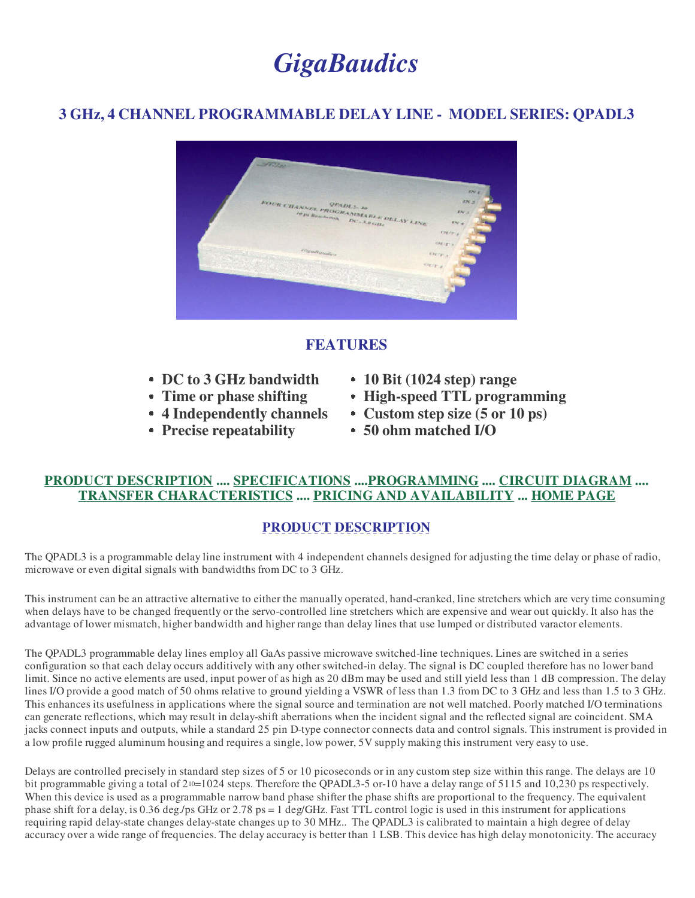# *GigaBaudics*

## 3 GHz, 4 CHANNEL PROGRAMMABLE DELAY LINE - MODEL SERIES: QPADL3

### FEATURES

- DC to 3 GHz bandwidth
- Time or phase shifting
- 4 Independently channels
- Precise repeatability
- 10 Bit (1024 step) range
- High-speed TTL programming
- Custom step size (5 or 10 ps)
- 50 ohm matched I/O

**PRODUCT DESCRIPTION .... SPECIFICATIONS ....PROGRAMMING .... CIRCUIT DIAGRAM .... TRANSFER CHARACTERISTICS .... PRICING AND AVAILABILITY ... HOME PAGE**

### PRODUCT DESCRIPTION

The QPADL3 is a programmable delay line instrument with 4 independent channels designed for adjusting the time delay or phase of radio, microwave or even digital signals with bandwidths from DC to 3 GHz.

This instrument can be an attractive alternative to either the manually operated, hand-cranked, line stretchers which are very time consuming when delays have to be changed frequently or the servo-controlled line stretchers which are expensive and wear out quickly. It also has the advantage of lower mismatch, higher bandwidth and higher range than delay lines that use lumped or distributed varactor elements.

The QPADL3 programmable delay lines employ all GaAs passive microwave switched-line techniques. Lines are switched in a series configuration so that each delay occurs additively with any other switched-in delay. The signal is DC coupled therefore has no lower band limit. Since no active elements are used, input power of as high as 20 dBm may be used and still yield less than 1 dB compression. The delay lines I/O provide a good match of 50 ohms relative to ground yielding a VSWR of less than 1.3 from DC to 3 GHz and less than 1.5 to 3 GHz. This enhances its usefulness in applications where the signal source and termination are not well matched. Poorly matched I/O terminations can generate reflections, which may result in delay-shift aberrations when the incident signal and the reflected signal are coincident. SMA jacks connect inputs and outputs, while a standard 25 pin D-type connector connects data and control signals. This instrument is provided in a low profile rugged aluminum housing and requires a single, low power, 5V supply making this instrument very easy to use.

Delays are controlled precisely in standard step sizes of 5 or 10 picoseconds or in any custom step size within this range. The delays are 10 bit programmable giving a total of $2^{10}$=1024 steps. Therefore the QPADL3-5 or-10 have a delay range of 5115 and 10,230 ps respectively. When this device is used as a programmable narrow band phase shifter the phase shifts are proportional to the frequency. The equivalent phase shift for a delay, is 0.36 deg./ps GHz or 2.78 ps = 1 deg/GHz. Fast TTL control logic is used in this instrument for applications requiring rapid delay-state changes delay-state changes up to 30 MHz.. The QPADL3 is calibrated to maintain a high degree of delay accuracy over a wide range of frequencies. The delay accuracy is better than 1 LSB. This device has high delay monotonicity. The accuracy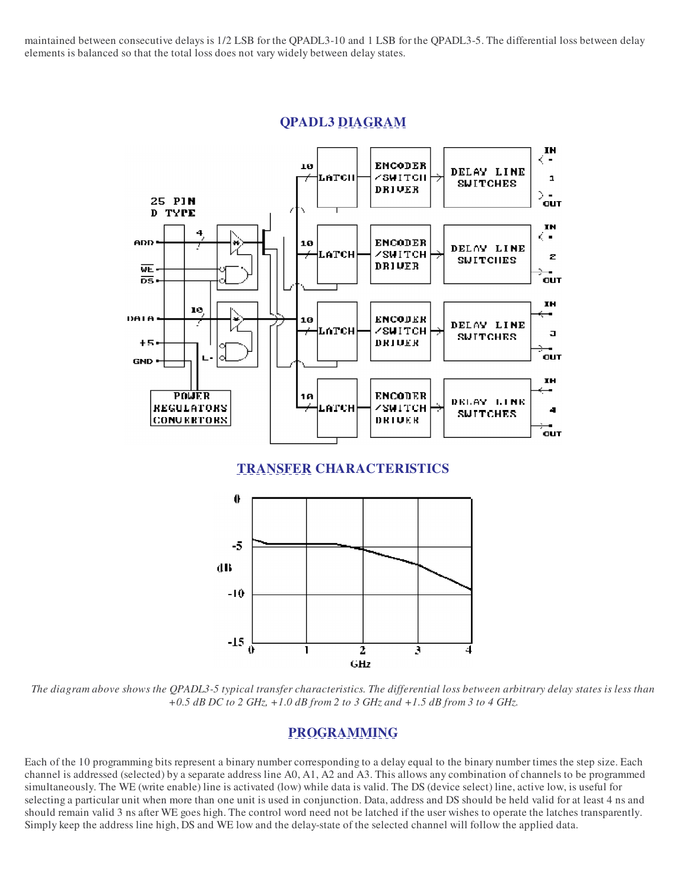maintained between consecutive delays is 1/2 LSB for the QPADL3-10 and 1 LSB for the QPADL3-5. The differential loss between delay elements is balanced so that the total loss does not vary widely between delay states.

## QPADL3 DIAGRAM

25 PIN
D TYPE

ADD
WE
DS
DATA
+5
GND

4
10
10
10
10
10

LATCH
ENCODER /SWITCH DRIVER
DELAY LINE SWITCHES

POWER REGULATORS CONVERTORS

IN
1
OUT
IN
2
OUT
IN
3
OUT
IN
4
OUT

## TRANSFER CHARACTERISTICS

0
-5
dB
-10
-15
0
1
2
3
4
GHz

*The diagram above shows the QPADL3-5 typical transfer characteristics. The differential loss between arbitrary delay states is less than +0.5 dB DC to 2 GHz, +1.0 dB from 2 to 3 GHz and +1.5 dB from 3 to 4 GHz.*

## PROGRAMMING

Each of the 10 programming bits represent a binary number corresponding to a delay equal to the binary number times the step size. Each channel is addressed (selected) by a separate address line A0, A1, A2 and A3. This allows any combination of channels to be programmed simultaneously. The WE (write enable) line is activated (low) while data is valid. The DS (device select) line, active low, is useful for selecting a particular unit when more than one unit is used in conjunction. Data, address and DS should be held valid for at least 4 ns and should remain valid 3 ns after WE goes high. The control word need not be latched if the user wishes to operate the latches transparently. Simply keep the address line high, DS and WE low and the delay-state of the selected channel will follow the applied data.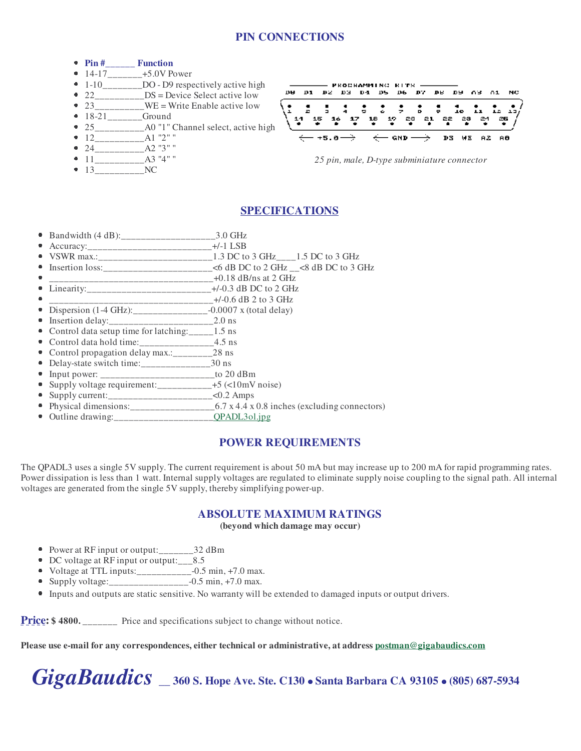## PIN CONNECTIONS

- **Pin #______ Function**
- 14-17________+5.0V Power
- 1-10_________DO - D9 respectively active high
- 22___________DS = Device Select active low
- 23___________WE = Write Enable active low
- 18-21________Ground
- 25___________A0 "1" Channel select, active high
- 12___________A1 "2" "
- 24___________A2 "3" "
- 11___________A3 "4" "
- 13___________NC

PROGRAMMING BITS

D0 D1 D2 D3 D4 D5 D6 D7 D8 D9 A3 A1 NC

1 2 3 4 5 6 7 8 9 10 11 12 13

14 15 16 17 18 19 20 21 22 23 24 25

+5.0 GND DS WE A2 A0

*25 pin, male, D-type subminiature connector*

## SPECIFICATIONS

- Bandwidth (4 dB):____________________3.0 GHz
- Accuracy:__________________________+/-1 LSB
- VSWR max.:________________________1.3 DC to 3 GHz____1.5 DC to 3 GHz
- Insertion loss:______________________<6 dB DC to 2 GHz __<8 dB DC to 3 GHz
- __________________________________+0.18 dB/ns at 2 GHz
- Linearity:__________________________+/-0.3 dB DC to 2 GHz
- __________________________________+/-0.6 dB 2 to 3 GHz
- Dispersion (1-4 GHz):________________-0.0007 x (total delay)
- Insertion delay:_____________________2.0 ns
- Control data setup time for latching:_____1.5 ns
- Control data hold time:_______________4.5 ns
- Control propagation delay max.:________28 ns
- Delay-state switch time:______________30 ns
- Input power: ________________________to 20 dBm
- Supply voltage requirement:___________+5 (<10mV noise)
- Supply current:______________________<0.2 Amps
- Physical dimensions:__________________6.7 x 4.4 x 0.8 inches (excluding connectors)
- Outline drawing:_____________________QPADL3ol.jpg

## POWER REQUIREMENTS

The QPADL3 uses a single 5V supply. The current requirement is about 50 mA but may increase up to 200 mA for rapid programming rates. Power dissipation is less than 1 watt. Internal supply voltages are regulated to eliminate supply noise coupling to the signal path. All internal voltages are generated from the single 5V supply, thereby simplifying power-up.

## ABSOLUTE MAXIMUM RATINGS

**(beyond which damage may occur)**

- Power at RF input or output:_______32 dBm
- DC voltage at RF input or output:___8.5
- Voltage at TTL inputs:___________-0.5 min, +7.0 max.
- Supply voltage:________________-0.5 min, +7.0 max.
- Inputs and outputs are static sensitive. No warranty will be extended to damaged inputs or output drivers.

**Price: $ 4800.** _______ Price and specifications subject to change without notice.

**Please use e-mail for any correspondences, either technical or administrative, at address postman@gigabaudics.com**

***GigaBaudics*** **__ 360 S. Hope Ave. Ste. C130 • Santa Barbara CA 93105 • (805) 687-5934**